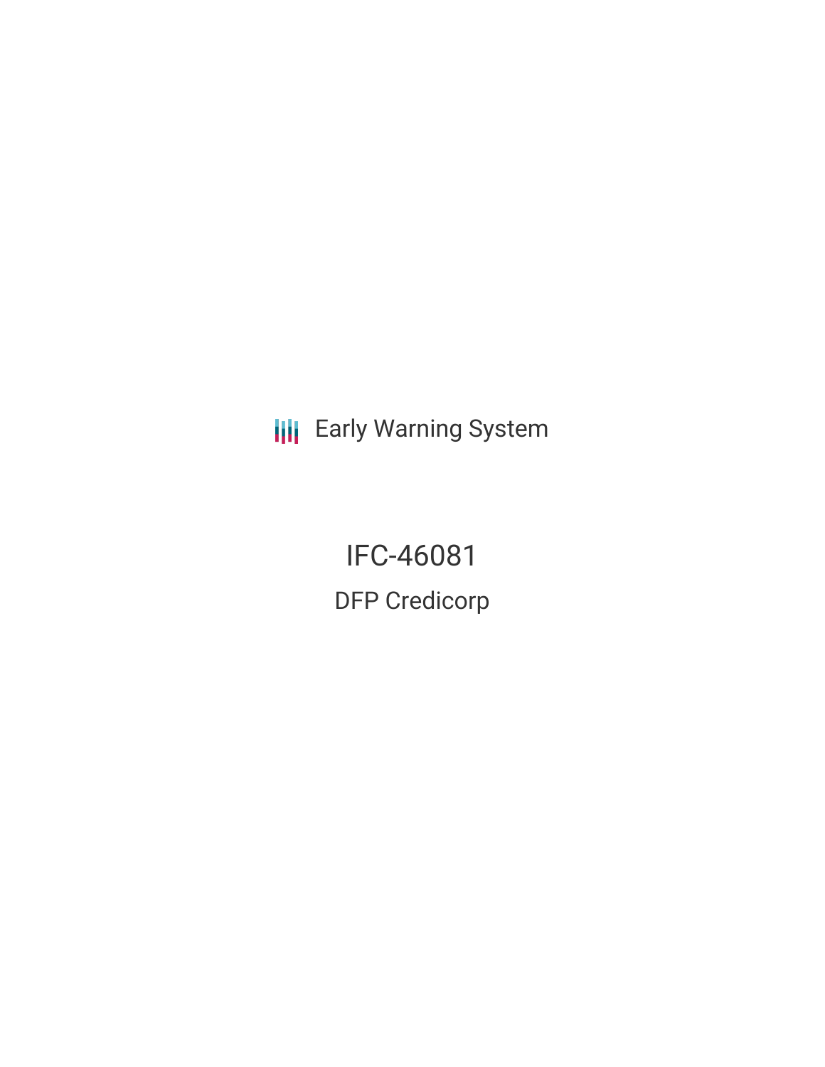Early Warning System

# IFC-46081

## DFP Credicorp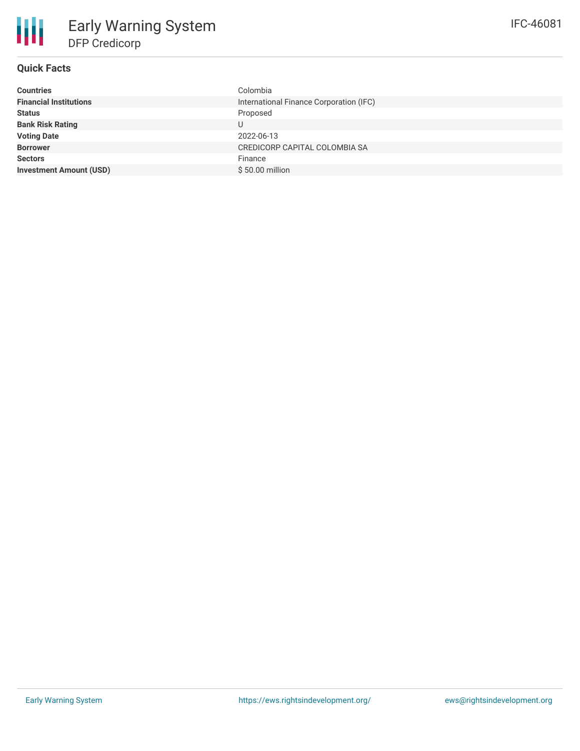# Early Warning System

## DFP Credicorp

IFC-46081

### Quick Facts

| | |
|---|---|
| **Countries** | Colombia |
| **Financial Institutions** | International Finance Corporation (IFC) |
| **Status** | Proposed |
| **Bank Risk Rating** | U |
| **Voting Date** | 2022-06-13 |
| **Borrower** | CREDICORP CAPITAL COLOMBIA SA |
| **Sectors** | Finance |
| **Investment Amount (USD)** | $ 50.00 million |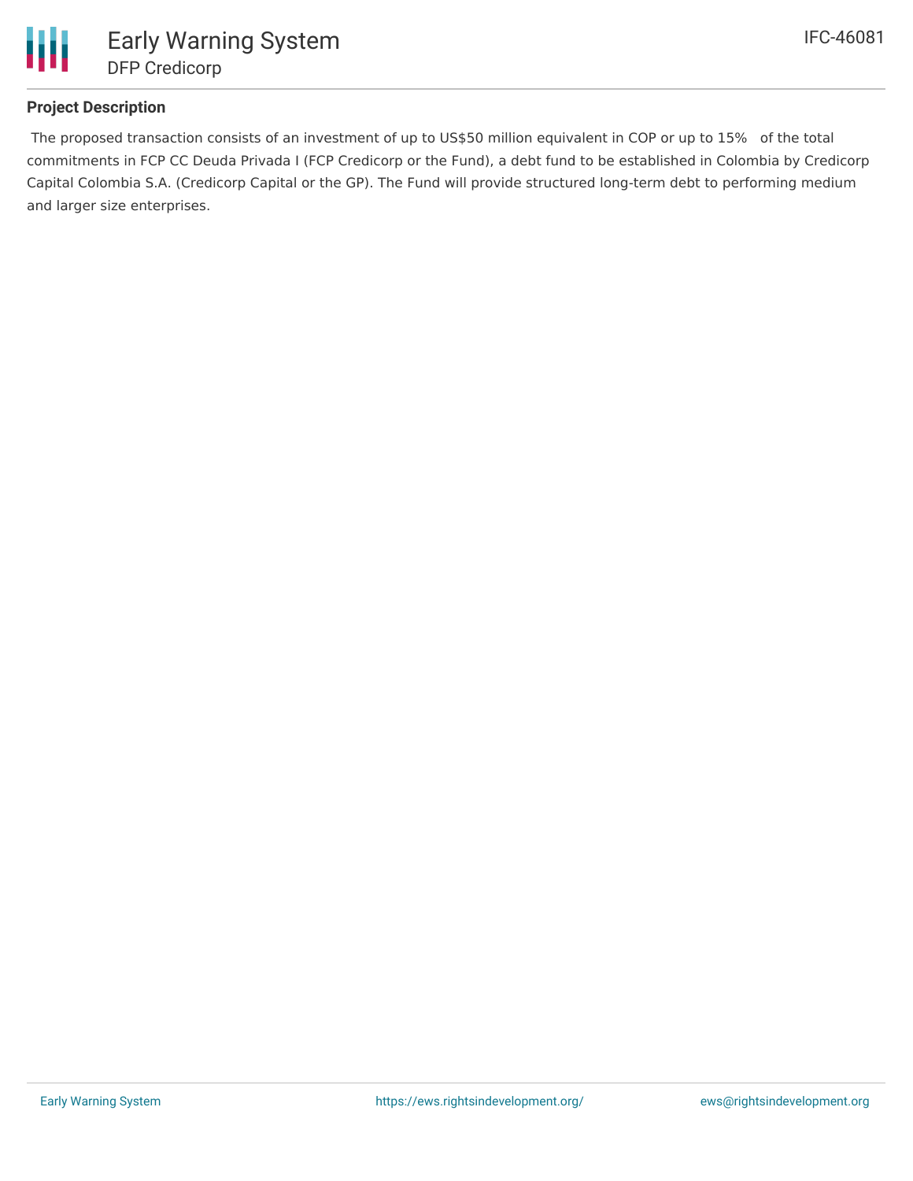## Project Description

The proposed transaction consists of an investment of up to US$50 million equivalent in COP or up to 15% of the total commitments in FCP CC Deuda Privada I (FCP Credicorp or the Fund), a debt fund to be established in Colombia by Credicorp Capital Colombia S.A. (Credicorp Capital or the GP). The Fund will provide structured long-term debt to performing medium and larger size enterprises.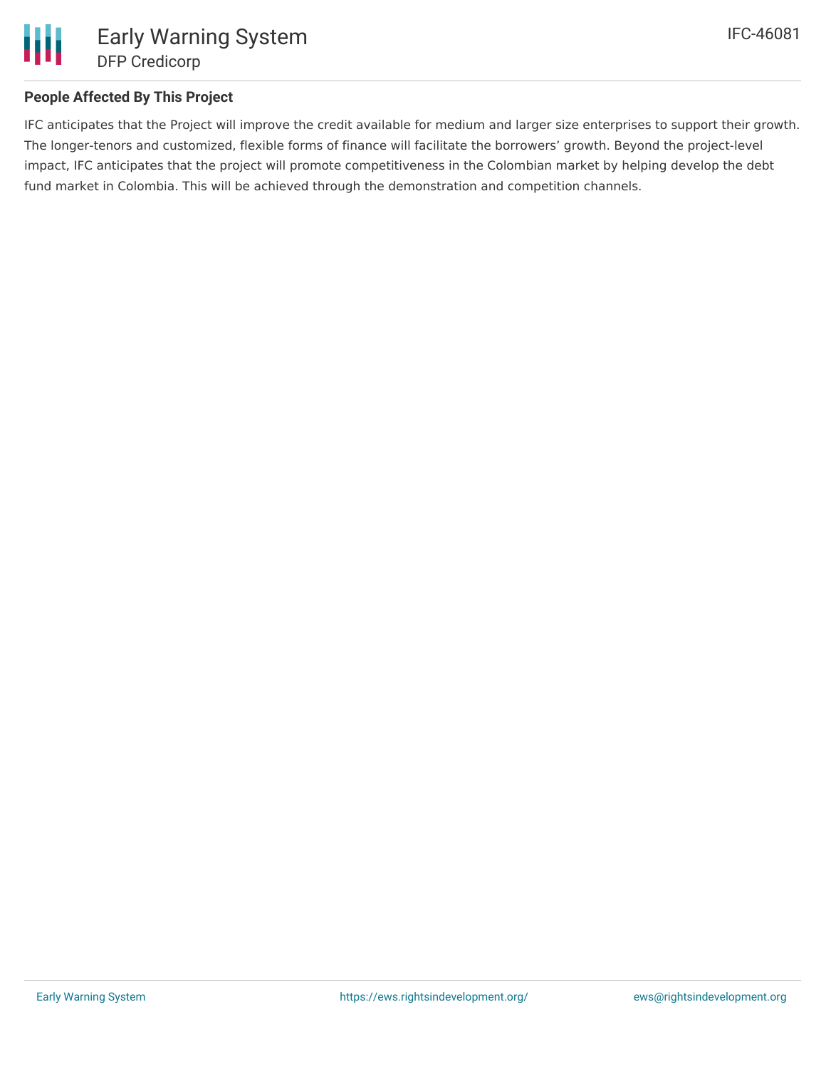## People Affected By This Project

IFC anticipates that the Project will improve the credit available for medium and larger size enterprises to support their growth. The longer-tenors and customized, flexible forms of finance will facilitate the borrowers' growth. Beyond the project-level impact, IFC anticipates that the project will promote competitiveness in the Colombian market by helping develop the debt fund market in Colombia. This will be achieved through the demonstration and competition channels.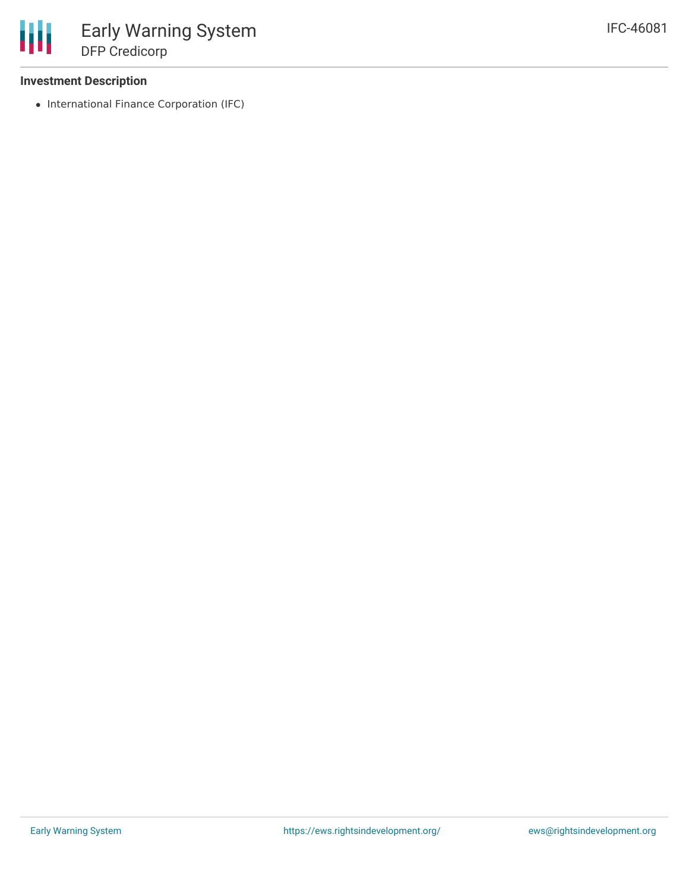### Investment Description

- International Finance Corporation (IFC)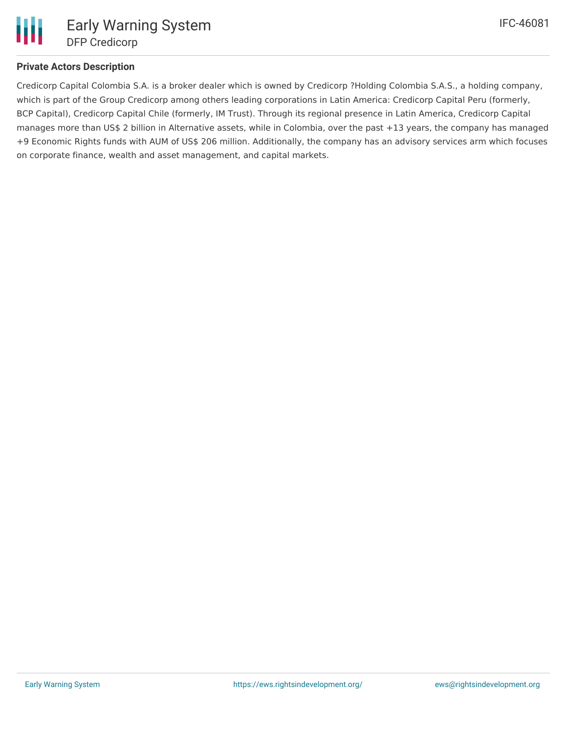## Private Actors Description

Credicorp Capital Colombia S.A. is a broker dealer which is owned by Credicorp ?Holding Colombia S.A.S., a holding company, which is part of the Group Credicorp among others leading corporations in Latin America: Credicorp Capital Peru (formerly, BCP Capital), Credicorp Capital Chile (formerly, IM Trust). Through its regional presence in Latin America, Credicorp Capital manages more than US$ 2 billion in Alternative assets, while in Colombia, over the past +13 years, the company has managed +9 Economic Rights funds with AUM of US$ 206 million. Additionally, the company has an advisory services arm which focuses on corporate finance, wealth and asset management, and capital markets.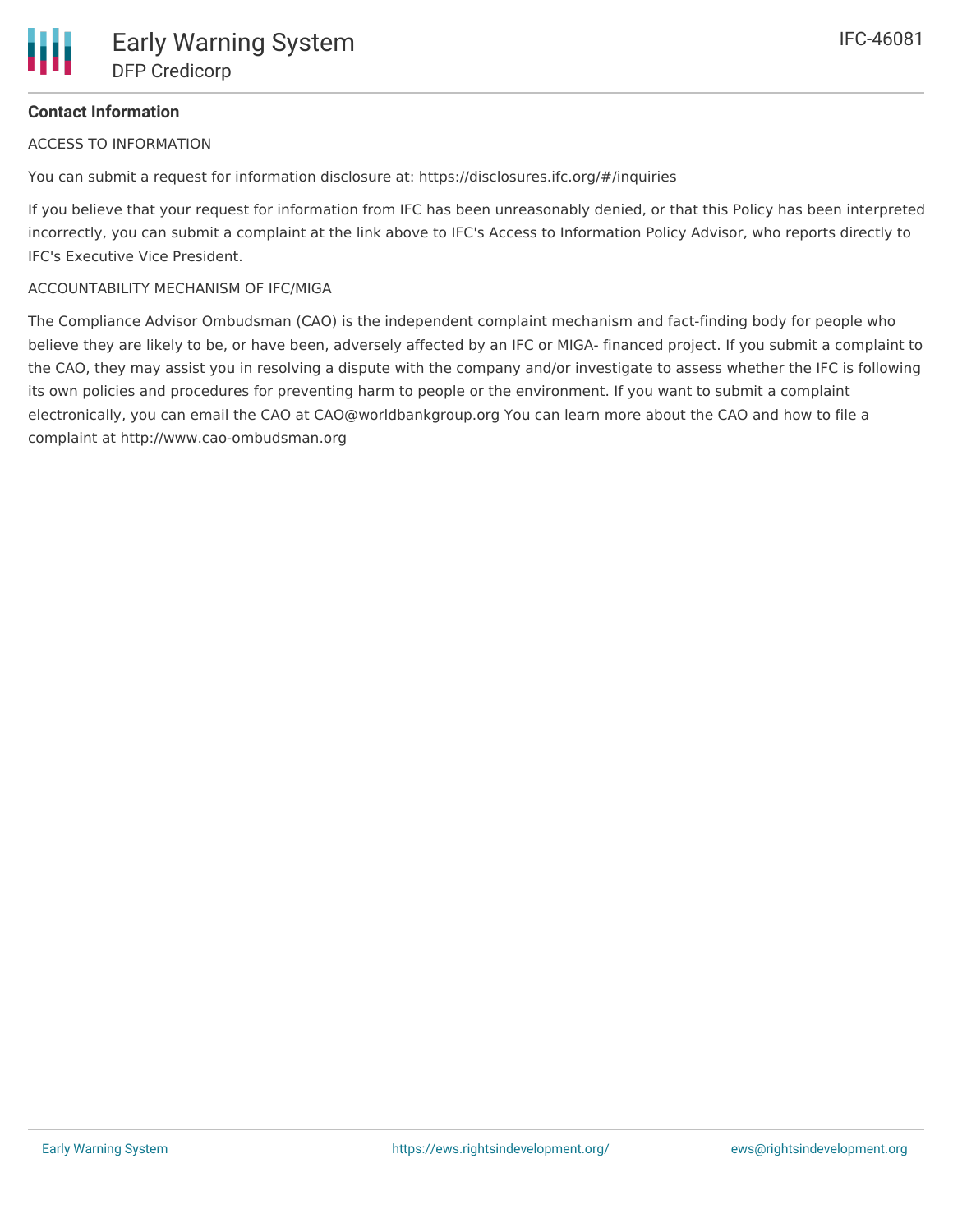## Contact Information

ACCESS TO INFORMATION

You can submit a request for information disclosure at: https://disclosures.ifc.org/#/inquiries

If you believe that your request for information from IFC has been unreasonably denied, or that this Policy has been interpreted incorrectly, you can submit a complaint at the link above to IFC's Access to Information Policy Advisor, who reports directly to IFC's Executive Vice President.

ACCOUNTABILITY MECHANISM OF IFC/MIGA

The Compliance Advisor Ombudsman (CAO) is the independent complaint mechanism and fact-finding body for people who believe they are likely to be, or have been, adversely affected by an IFC or MIGA- financed project. If you submit a complaint to the CAO, they may assist you in resolving a dispute with the company and/or investigate to assess whether the IFC is following its own policies and procedures for preventing harm to people or the environment. If you want to submit a complaint electronically, you can email the CAO at CAO@worldbankgroup.org You can learn more about the CAO and how to file a complaint at http://www.cao-ombudsman.org